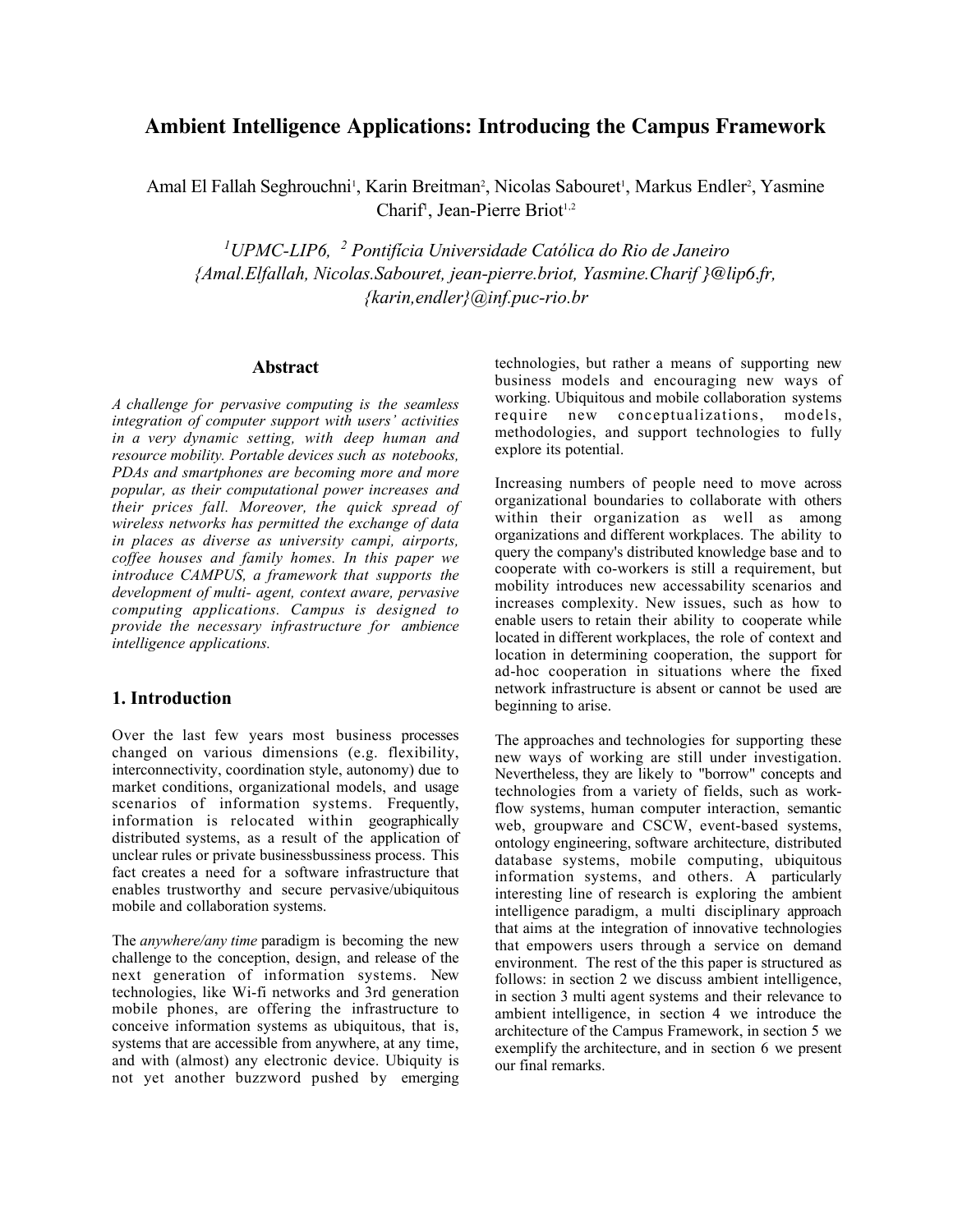# Ambient Intelligence Applications: Introducing the Campus Framework

Amal El Fallah Seghrouchni[1], Karin Breitman[2], Nicolas Sabouret[1], Markus Endler[2], Yasmine Charif[1], Jean-Pierre Briot[1,2]

*[1]UPMC-LIP6, [2] Pontifícia Universidade Católica do Rio de Janeiro*
*{Amal.Elfallah, Nicolas.Sabouret, jean-pierre.briot, Yasmine.Charif }@lip6.fr,*
*{karin,endler}@inf.puc-rio.br*

## Abstract

*A challenge for pervasive computing is the seamless integration of computer support with users' activities in a very dynamic setting, with deep human and resource mobility. Portable devices such as notebooks, PDAs and smartphones are becoming more and more popular, as their computational power increases and their prices fall. Moreover, the quick spread of wireless networks has permitted the exchange of data in places as diverse as university campi, airports, coffee houses and family homes. In this paper we introduce CAMPUS, a framework that supports the development of multi- agent, context aware, pervasive computing applications. Campus is designed to provide the necessary infrastructure for ambience intelligence applications.*

## 1. Introduction

Over the last few years most business processes changed on various dimensions (e.g. flexibility, interconnectivity, coordination style, autonomy) due to market conditions, organizational models, and usage scenarios of information systems. Frequently, information is relocated within geographically distributed systems, as a result of the application of unclear rules or private businessbussiness process. This fact creates a need for a software infrastructure that enables trustworthy and secure pervasive/ubiquitous mobile and collaboration systems.

The *anywhere/any time* paradigm is becoming the new challenge to the conception, design, and release of the next generation of information systems. New technologies, like Wi-fi networks and 3rd generation mobile phones, are offering the infrastructure to conceive information systems as ubiquitous, that is, systems that are accessible from anywhere, at any time, and with (almost) any electronic device. Ubiquity is not yet another buzzword pushed by emerging technologies, but rather a means of supporting new business models and encouraging new ways of working. Ubiquitous and mobile collaboration systems require new conceptualizations, models, methodologies, and support technologies to fully explore its potential.

Increasing numbers of people need to move across organizational boundaries to collaborate with others within their organization as well as among organizations and different workplaces. The ability to query the company's distributed knowledge base and to cooperate with co-workers is still a requirement, but mobility introduces new accessability scenarios and increases complexity. New issues, such as how to enable users to retain their ability to cooperate while located in different workplaces, the role of context and location in determining cooperation, the support for ad-hoc cooperation in situations where the fixed network infrastructure is absent or cannot be used are beginning to arise.

The approaches and technologies for supporting these new ways of working are still under investigation. Nevertheless, they are likely to "borrow" concepts and technologies from a variety of fields, such as work-flow systems, human computer interaction, semantic web, groupware and CSCW, event-based systems, ontology engineering, software architecture, distributed database systems, mobile computing, ubiquitous information systems, and others. A particularly interesting line of research is exploring the ambient intelligence paradigm, a multi disciplinary approach that aims at the integration of innovative technologies that empowers users through a service on demand environment. The rest of the this paper is structured as follows: in section 2 we discuss ambient intelligence, in section 3 multi agent systems and their relevance to ambient intelligence, in section 4 we introduce the architecture of the Campus Framework, in section 5 we exemplify the architecture, and in section 6 we present our final remarks.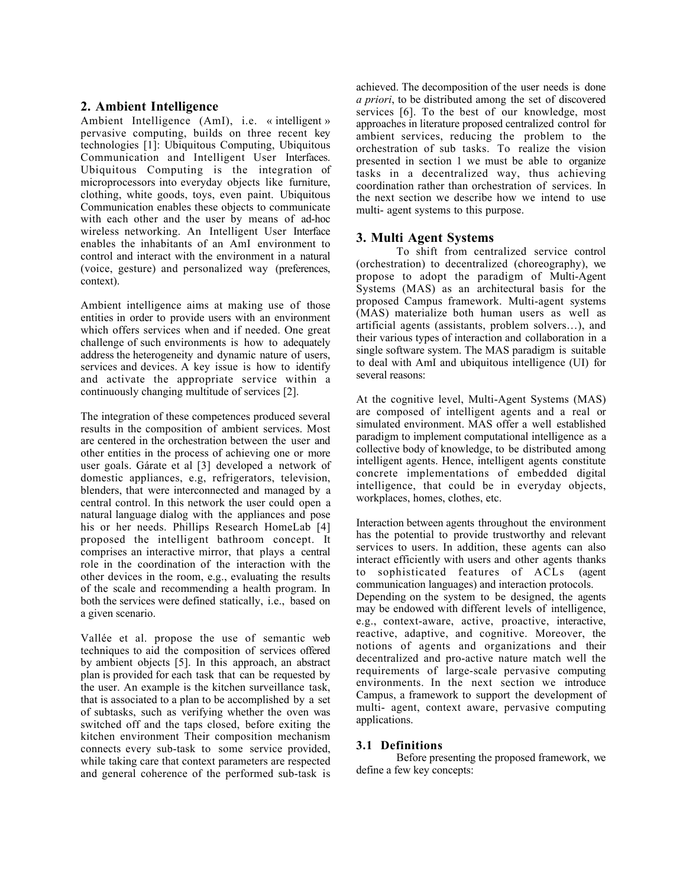## 2. Ambient Intelligence

Ambient Intelligence (AmI), i.e. « intelligent » pervasive computing, builds on three recent key technologies [1]: Ubiquitous Computing, Ubiquitous Communication and Intelligent User Interfaces. Ubiquitous Computing is the integration of microprocessors into everyday objects like furniture, clothing, white goods, toys, even paint. Ubiquitous Communication enables these objects to communicate with each other and the user by means of ad-hoc wireless networking. An Intelligent User Interface enables the inhabitants of an AmI environment to control and interact with the environment in a natural (voice, gesture) and personalized way (preferences, context).

Ambient intelligence aims at making use of those entities in order to provide users with an environment which offers services when and if needed. One great challenge of such environments is how to adequately address the heterogeneity and dynamic nature of users, services and devices. A key issue is how to identify and activate the appropriate service within a continuously changing multitude of services [2].

The integration of these competences produced several results in the composition of ambient services. Most are centered in the orchestration between the user and other entities in the process of achieving one or more user goals. Gárate et al [3] developed a network of domestic appliances, e.g, refrigerators, television, blenders, that were interconnected and managed by a central control. In this network the user could open a natural language dialog with the appliances and pose his or her needs. Phillips Research HomeLab [4] proposed the intelligent bathroom concept. It comprises an interactive mirror, that plays a central role in the coordination of the interaction with the other devices in the room, e.g., evaluating the results of the scale and recommending a health program. In both the services were defined statically, i.e., based on a given scenario.

Vallée et al. propose the use of semantic web techniques to aid the composition of services offered by ambient objects [5]. In this approach, an abstract plan is provided for each task that can be requested by the user. An example is the kitchen surveillance task, that is associated to a plan to be accomplished by a set of subtasks, such as verifying whether the oven was switched off and the taps closed, before exiting the kitchen environment Their composition mechanism connects every sub-task to some service provided, while taking care that context parameters are respected and general coherence of the performed sub-task is achieved. The decomposition of the user needs is done *a priori*, to be distributed among the set of discovered services [6]. To the best of our knowledge, most approaches in literature proposed centralized control for ambient services, reducing the problem to the orchestration of sub tasks. To realize the vision presented in section 1 we must be able to organize tasks in a decentralized way, thus achieving coordination rather than orchestration of services. In the next section we describe how we intend to use multi- agent systems to this purpose.

## 3. Multi Agent Systems

To shift from centralized service control (orchestration) to decentralized (choreography), we propose to adopt the paradigm of Multi-Agent Systems (MAS) as an architectural basis for the proposed Campus framework. Multi-agent systems (MAS) materialize both human users as well as artificial agents (assistants, problem solvers…), and their various types of interaction and collaboration in a single software system. The MAS paradigm is suitable to deal with AmI and ubiquitous intelligence (UI) for several reasons:

At the cognitive level, Multi-Agent Systems (MAS) are composed of intelligent agents and a real or simulated environment. MAS offer a well established paradigm to implement computational intelligence as a collective body of knowledge, to be distributed among intelligent agents. Hence, intelligent agents constitute concrete implementations of embedded digital intelligence, that could be in everyday objects, workplaces, homes, clothes, etc.

Interaction between agents throughout the environment has the potential to provide trustworthy and relevant services to users. In addition, these agents can also interact efficiently with users and other agents thanks to sophisticated features of ACLs (agent communication languages) and interaction protocols. Depending on the system to be designed, the agents may be endowed with different levels of intelligence, e.g., context-aware, active, proactive, interactive, reactive, adaptive, and cognitive. Moreover, the notions of agents and organizations and their decentralized and pro-active nature match well the requirements of large-scale pervasive computing environments. In the next section we introduce Campus, a framework to support the development of multi- agent, context aware, pervasive computing applications.

### 3.1 Definitions

Before presenting the proposed framework, we define a few key concepts: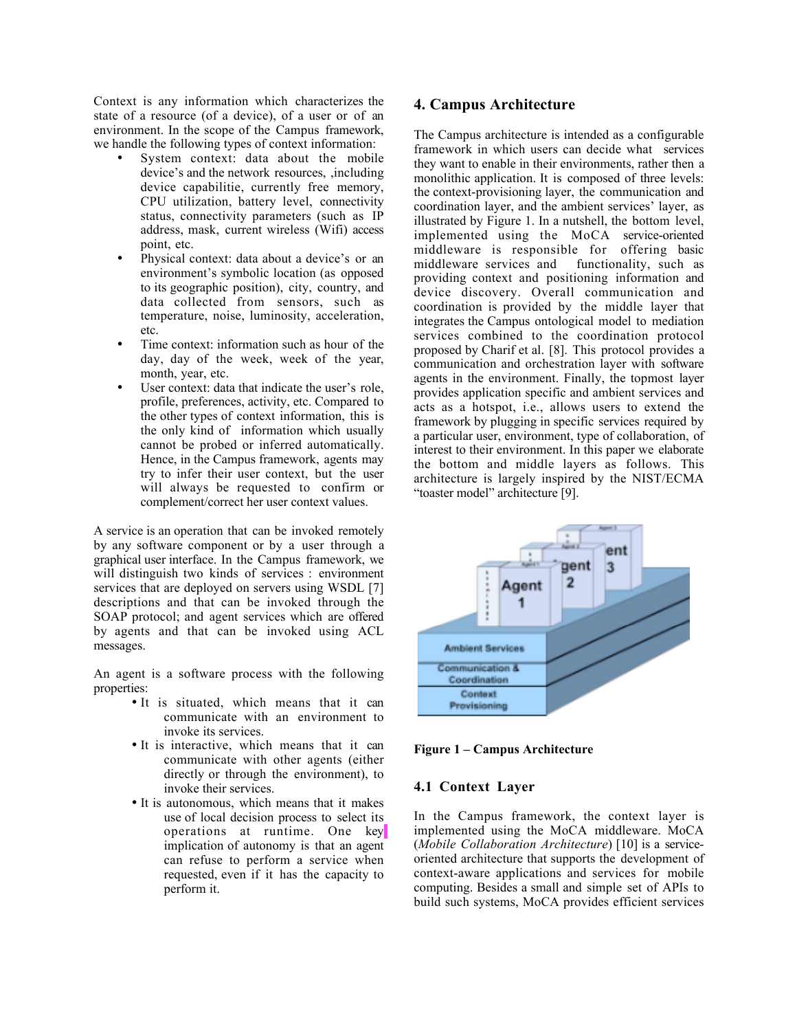Context is any information which characterizes the state of a resource (of a device), of a user or of an environment. In the scope of the Campus framework, we handle the following types of context information:

- System context: data about the mobile device's and the network resources, ,including device capabilitie, currently free memory, CPU utilization, battery level, connectivity status, connectivity parameters (such as IP address, mask, current wireless (Wifi) access point, etc.
- Physical context: data about a device's or an environment's symbolic location (as opposed to its geographic position), city, country, and data collected from sensors, such as temperature, noise, luminosity, acceleration, etc.
- Time context: information such as hour of the day, day of the week, week of the year, month, year, etc.
- User context: data that indicate the user's role, profile, preferences, activity, etc. Compared to the other types of context information, this is the only kind of information which usually cannot be probed or inferred automatically. Hence, in the Campus framework, agents may try to infer their user context, but the user will always be requested to confirm or complement/correct her user context values.

A service is an operation that can be invoked remotely by any software component or by a user through a graphical user interface. In the Campus framework, we will distinguish two kinds of services : environment services that are deployed on servers using WSDL [7] descriptions and that can be invoked through the SOAP protocol; and agent services which are offered by agents and that can be invoked using ACL messages.

An agent is a software process with the following properties:

- It is situated, which means that it can communicate with an environment to invoke its services.
- It is interactive, which means that it can communicate with other agents (either directly or through the environment), to invoke their services.
- It is autonomous, which means that it makes use of local decision process to select its operations at runtime. One key implication of autonomy is that an agent can refuse to perform a service when requested, even if it has the capacity to perform it.

## 4. Campus Architecture

The Campus architecture is intended as a configurable framework in which users can decide what services they want to enable in their environments, rather then a monolithic application. It is composed of three levels: the context-provisioning layer, the communication and coordination layer, and the ambient services' layer, as illustrated by Figure 1. In a nutshell, the bottom level, implemented using the MoCA service-oriented middleware is responsible for offering basic middleware services and functionality, such as providing context and positioning information and device discovery. Overall communication and coordination is provided by the middle layer that integrates the Campus ontological model to mediation services combined to the coordination protocol proposed by Charif et al. [8]. This protocol provides a communication and orchestration layer with software agents in the environment. Finally, the topmost layer provides application specific and ambient services and acts as a hotspot, i.e., allows users to extend the framework by plugging in specific services required by a particular user, environment, type of collaboration, of interest to their environment. In this paper we elaborate the bottom and middle layers as follows. This architecture is largely inspired by the NIST/ECMA "toaster model" architecture [9].

**Figure 1 – Campus Architecture**

### 4.1 Context Layer

In the Campus framework, the context layer is implemented using the MoCA middleware. MoCA (*Mobile Collaboration Architecture*) [10] is a service-oriented architecture that supports the development of context-aware applications and services for mobile computing. Besides a small and simple set of APIs to build such systems, MoCA provides efficient services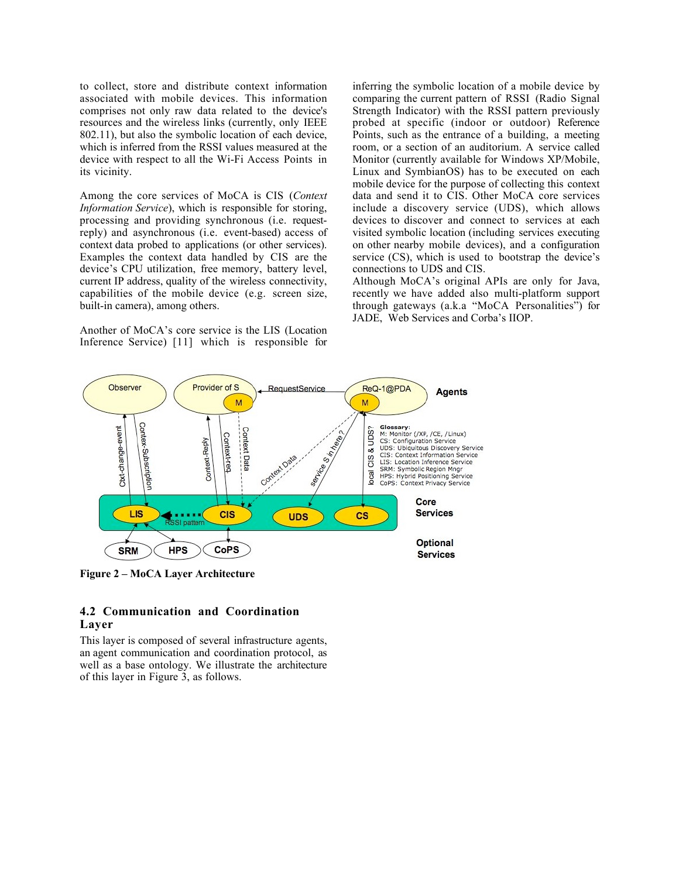to collect, store and distribute context information associated with mobile devices. This information comprises not only raw data related to the device's resources and the wireless links (currently, only IEEE 802.11), but also the symbolic location of each device, which is inferred from the RSSI values measured at the device with respect to all the Wi-Fi Access Points in its vicinity.

Among the core services of MoCA is CIS (*Context Information Service*), which is responsible for storing, processing and providing synchronous (i.e. request-reply) and asynchronous (i.e. event-based) access of context data probed to applications (or other services). Examples the context data handled by CIS are the device's CPU utilization, free memory, battery level, current IP address, quality of the wireless connectivity, capabilities of the mobile device (e.g. screen size, built-in camera), among others.

Another of MoCA's core service is the LIS (Location Inference Service) [11] which is responsible for inferring the symbolic location of a mobile device by comparing the current pattern of RSSI (Radio Signal Strength Indicator) with the RSSI pattern previously probed at specific (indoor or outdoor) Reference Points, such as the entrance of a building, a meeting room, or a section of an auditorium. A service called Monitor (currently available for Windows XP/Mobile, Linux and SymbianOS) has to be executed on each mobile device for the purpose of collecting this context data and send it to CIS. Other MoCA core services include a discovery service (UDS), which allows devices to discover and connect to services at each visited symbolic location (including services executing on other nearby mobile devices), and a configuration service (CS), which is used to bootstrap the device's connections to UDS and CIS.

Although MoCA's original APIs are only for Java, recently we have added also multi-platform support through gateways (a.k.a "MoCA Personalities") for JADE, Web Services and Corba's IIOP.

**Figure 2 – MoCA Layer Architecture**

### 4.2 Communication and Coordination Layer

This layer is composed of several infrastructure agents, an agent communication and coordination protocol, as well as a base ontology. We illustrate the architecture of this layer in Figure 3, as follows.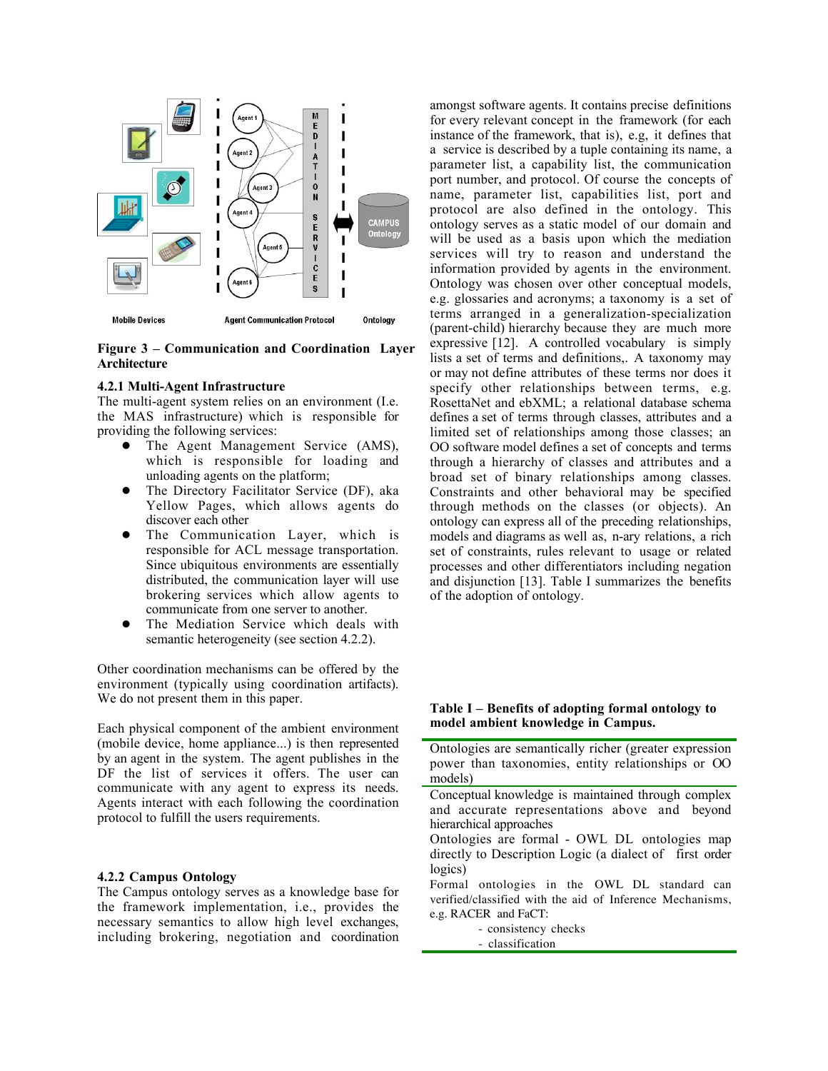Figure 3 – Communication and Coordination Layer Architecture

#### 4.2.1 Multi-Agent Infrastructure

The multi-agent system relies on an environment (I.e. the MAS infrastructure) which is responsible for providing the following services:

- The Agent Management Service (AMS), which is responsible for loading and unloading agents on the platform;
- The Directory Facilitator Service (DF), aka Yellow Pages, which allows agents do discover each other
- The Communication Layer, which is responsible for ACL message transportation. Since ubiquitous environments are essentially distributed, the communication layer will use brokering services which allow agents to communicate from one server to another.
- The Mediation Service which deals with semantic heterogeneity (see section 4.2.2).

Other coordination mechanisms can be offered by the environment (typically using coordination artifacts). We do not present them in this paper.

Each physical component of the ambient environment (mobile device, home appliance...) is then represented by an agent in the system. The agent publishes in the DF the list of services it offers. The user can communicate with any agent to express its needs. Agents interact with each following the coordination protocol to fulfill the users requirements.

#### 4.2.2 Campus Ontology

The Campus ontology serves as a knowledge base for the framework implementation, i.e., provides the necessary semantics to allow high level exchanges, including brokering, negotiation and coordination amongst software agents. It contains precise definitions for every relevant concept in the framework (for each instance of the framework, that is), e.g, it defines that a service is described by a tuple containing its name, a parameter list, a capability list, the communication port number, and protocol. Of course the concepts of name, parameter list, capabilities list, port and protocol are also defined in the ontology. This ontology serves as a static model of our domain and will be used as a basis upon which the mediation services will try to reason and understand the information provided by agents in the environment. Ontology was chosen over other conceptual models, e.g. glossaries and acronyms; a taxonomy is a set of terms arranged in a generalization-specialization (parent-child) hierarchy because they are much more expressive [12]. A controlled vocabulary is simply lists a set of terms and definitions,. A taxonomy may or may not define attributes of these terms nor does it specify other relationships between terms, e.g. RosettaNet and ebXML; a relational database schema defines a set of terms through classes, attributes and a limited set of relationships among those classes; an OO software model defines a set of concepts and terms through a hierarchy of classes and attributes and a broad set of binary relationships among classes. Constraints and other behavioral may be specified through methods on the classes (or objects). An ontology can express all of the preceding relationships, models and diagrams as well as, n-ary relations, a rich set of constraints, rules relevant to usage or related processes and other differentiators including negation and disjunction [13]. Table I summarizes the benefits of the adoption of ontology.

**Table I – Benefits of adopting formal ontology to model ambient knowledge in Campus.**

| |
|---|
| Ontologies are semantically richer (greater expression power than taxonomies, entity relationships or OO models) |
| Conceptual knowledge is maintained through complex and accurate representations above and beyond hierarchical approaches |
| Ontologies are formal - OWL DL ontologies map directly to Description Logic (a dialect of first order logics) |
| Formal ontologies in the OWL DL standard can verified/classified with the aid of Inference Mechanisms, e.g. RACER and FaCT: <br> - consistency checks <br> - classification |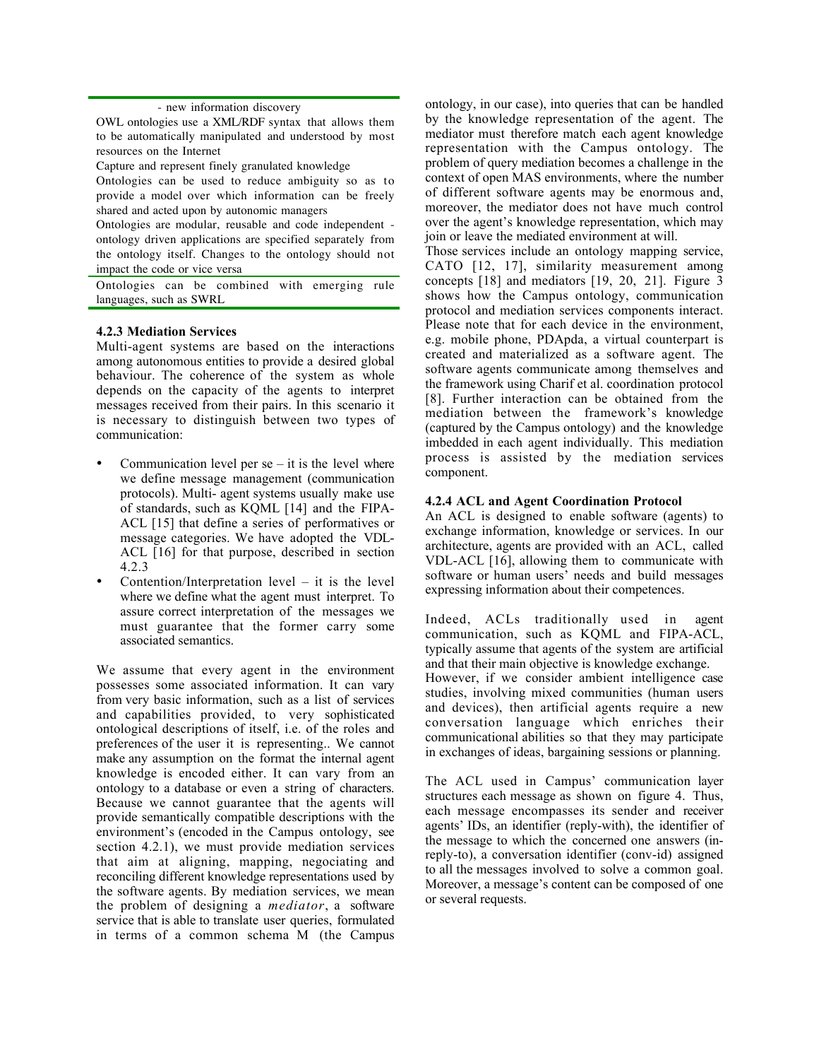| - new information discovery |
|---|
| OWL ontologies use a XML/RDF syntax that allows them to be automatically manipulated and understood by most resources on the Internet |
| Capture and represent finely granulated knowledge |
| Ontologies can be used to reduce ambiguity so as to provide a model over which information can be freely shared and acted upon by autonomic managers |
| Ontologies are modular, reusable and code independent - ontology driven applications are specified separately from the ontology itself. Changes to the ontology should not impact the code or vice versa |
| Ontologies can be combined with emerging rule languages, such as SWRL |

### 4.2.3 Mediation Services

Multi-agent systems are based on the interactions among autonomous entities to provide a desired global behaviour. The coherence of the system as whole depends on the capacity of the agents to interpret messages received from their pairs. In this scenario it is necessary to distinguish between two types of communication:

- Communication level per se – it is the level where we define message management (communication protocols). Multi- agent systems usually make use of standards, such as KQML [14] and the FIPA-ACL [15] that define a series of performatives or message categories. We have adopted the VDL-ACL [16] for that purpose, described in section 4.2.3
- Contention/Interpretation level – it is the level where we define what the agent must interpret. To assure correct interpretation of the messages we must guarantee that the former carry some associated semantics.

We assume that every agent in the environment possesses some associated information. It can vary from very basic information, such as a list of services and capabilities provided, to very sophisticated ontological descriptions of itself, i.e. of the roles and preferences of the user it is representing.. We cannot make any assumption on the format the internal agent knowledge is encoded either. It can vary from an ontology to a database or even a string of characters. Because we cannot guarantee that the agents will provide semantically compatible descriptions with the environment's (encoded in the Campus ontology, see section 4.2.1), we must provide mediation services that aim at aligning, mapping, negociating and reconciling different knowledge representations used by the software agents. By mediation services, we mean the problem of designing a *mediator*, a software service that is able to translate user queries, formulated in terms of a common schema M (the Campus ontology, in our case), into queries that can be handled by the knowledge representation of the agent. The mediator must therefore match each agent knowledge representation with the Campus ontology. The problem of query mediation becomes a challenge in the context of open MAS environments, where the number of different software agents may be enormous and, moreover, the mediator does not have much control over the agent's knowledge representation, which may join or leave the mediated environment at will.

Those services include an ontology mapping service, CATO [12, 17], similarity measurement among concepts [18] and mediators [19, 20, 21]. Figure 3 shows how the Campus ontology, communication protocol and mediation services components interact. Please note that for each device in the environment, e.g. mobile phone, PDApda, a virtual counterpart is created and materialized as a software agent. The software agents communicate among themselves and the framework using Charif et al. coordination protocol [8]. Further interaction can be obtained from the mediation between the framework's knowledge (captured by the Campus ontology) and the knowledge imbedded in each agent individually. This mediation process is assisted by the mediation services component.

### 4.2.4 ACL and Agent Coordination Protocol

An ACL is designed to enable software (agents) to exchange information, knowledge or services. In our architecture, agents are provided with an ACL, called VDL-ACL [16], allowing them to communicate with software or human users' needs and build messages expressing information about their competences.

Indeed, ACLs traditionally used in agent communication, such as KQML and FIPA-ACL, typically assume that agents of the system are artificial and that their main objective is knowledge exchange. However, if we consider ambient intelligence case studies, involving mixed communities (human users and devices), then artificial agents require a new conversation language which enriches their communicational abilities so that they may participate in exchanges of ideas, bargaining sessions or planning.

The ACL used in Campus' communication layer structures each message as shown on figure 4. Thus, each message encompasses its sender and receiver agents' IDs, an identifier (reply-with), the identifier of the message to which the concerned one answers (in-reply-to), a conversation identifier (conv-id) assigned to all the messages involved to solve a common goal. Moreover, a message's content can be composed of one or several requests.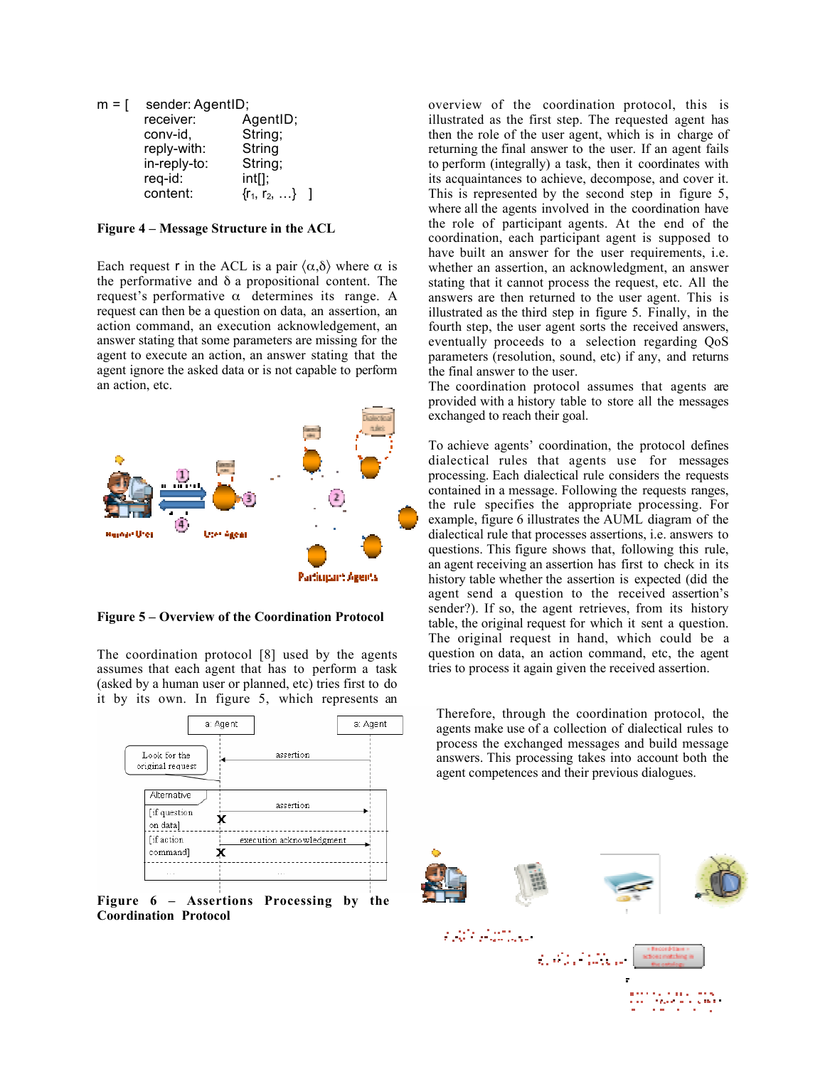```
m = [  sender: AgentID;
       receiver:      AgentID;
       conv-id,       String;
       reply-with:    String
       in-reply-to:   String;
       req-id:        int[];
       content:       {r1, r2, …}  ]
```

**Figure 4 – Message Structure in the ACL**

Each request r in the ACL is a pair $\langle\alpha,\delta\rangle$ where $\alpha$ is the performative and $\delta$ a propositional content. The request's performative $\alpha$ determines its range. A request can then be a question on data, an assertion, an action command, an execution acknowledgement, an answer stating that some parameters are missing for the agent to execute an action, an answer stating that the agent ignore the asked data or is not capable to perform an action, etc.

Human User

User Agent

Participant Agents

Dialectical rules

**Figure 5 – Overview of the Coordination Protocol**

The coordination protocol [8] used by the agents assumes that each agent that has to perform a task (asked by a human user or planned, etc) tries first to do it by its own. In figure 5, which represents an overview of the coordination protocol, this is illustrated as the first step. The requested agent has then the role of the user agent, which is in charge of returning the final answer to the user. If an agent fails to perform (integrally) a task, then it coordinates with its acquaintances to achieve, decompose, and cover it. This is represented by the second step in figure 5, where all the agents involved in the coordination have the role of participant agents. At the end of the coordination, each participant agent is supposed to have built an answer for the user requirements, i.e. whether an assertion, an acknowledgment, an answer stating that it cannot process the request, etc. All the answers are then returned to the user agent. This is illustrated as the third step in figure 5. Finally, in the fourth step, the user agent sorts the received answers, eventually proceeds to a selection regarding QoS parameters (resolution, sound, etc) if any, and returns the final answer to the user.

The coordination protocol assumes that agents are provided with a history table to store all the messages exchanged to reach their goal.

a: Agent

a: Agent

Look for the original request

assertion

Alternative

[if question on data]

assertion

[if action command]

execution acknowledgment

**Figure 6 – Assertions Processing by the Coordination Protocol**

To achieve agents' coordination, the protocol defines dialectical rules that agents use for messages processing. Each dialectical rule considers the requests contained in a message. Following the requests ranges, the rule specifies the appropriate processing. For example, figure 6 illustrates the AUML diagram of the dialectical rule that processes assertions, i.e. answers to questions. This figure shows that, following this rule, an agent receiving an assertion has first to check in its history table whether the assertion is expected (did the agent send a question to the received assertion's sender?). If so, the agent retrieves, from its history table, the original request for which it sent a question. The original request in hand, which could be a question on data, an action command, etc, the agent tries to process it again given the received assertion.

Therefore, through the coordination protocol, the agents make use of a collection of dialectical rules to process the exchanged messages and build message answers. This processing takes into account both the agent competences and their previous dialogues.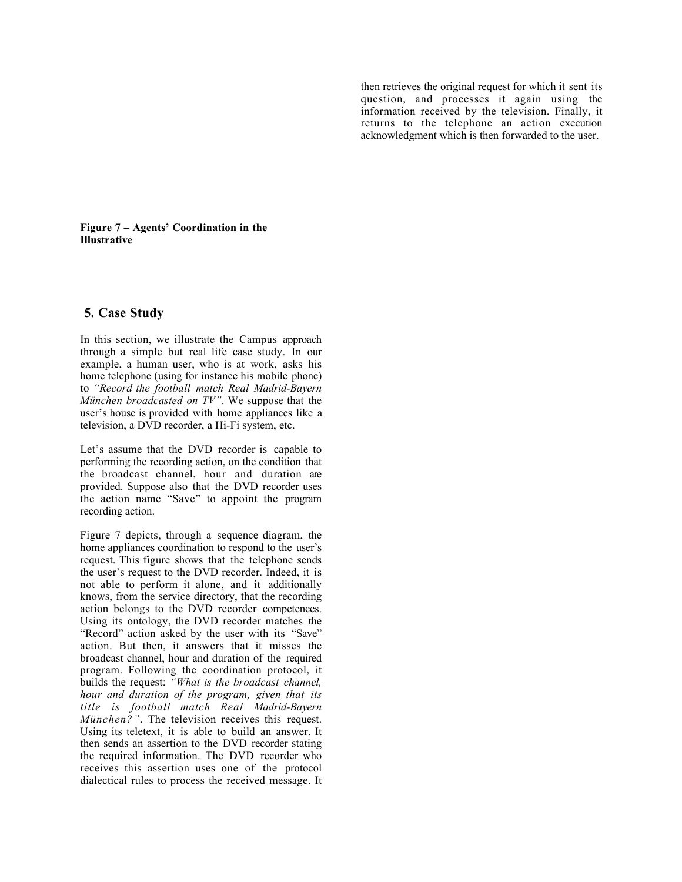then retrieves the original request for which it sent its question, and processes it again using the information received by the television. Finally, it returns to the telephone an action execution acknowledgment which is then forwarded to the user.

**Figure 7 – Agents' Coordination in the Illustrative**

## 5. Case Study

In this section, we illustrate the Campus approach through a simple but real life case study. In our example, a human user, who is at work, asks his home telephone (using for instance his mobile phone) to *"Record the football match Real Madrid-Bayern München broadcasted on TV"*. We suppose that the user's house is provided with home appliances like a television, a DVD recorder, a Hi-Fi system, etc.

Let's assume that the DVD recorder is capable to performing the recording action, on the condition that the broadcast channel, hour and duration are provided. Suppose also that the DVD recorder uses the action name "Save" to appoint the program recording action.

Figure 7 depicts, through a sequence diagram, the home appliances coordination to respond to the user's request. This figure shows that the telephone sends the user's request to the DVD recorder. Indeed, it is not able to perform it alone, and it additionally knows, from the service directory, that the recording action belongs to the DVD recorder competences. Using its ontology, the DVD recorder matches the "Record" action asked by the user with its "Save" action. But then, it answers that it misses the broadcast channel, hour and duration of the required program. Following the coordination protocol, it builds the request: *"What is the broadcast channel, hour and duration of the program, given that its title is football match Real Madrid-Bayern München?"*. The television receives this request. Using its teletext, it is able to build an answer. It then sends an assertion to the DVD recorder stating the required information. The DVD recorder who receives this assertion uses one of the protocol dialectical rules to process the received message. It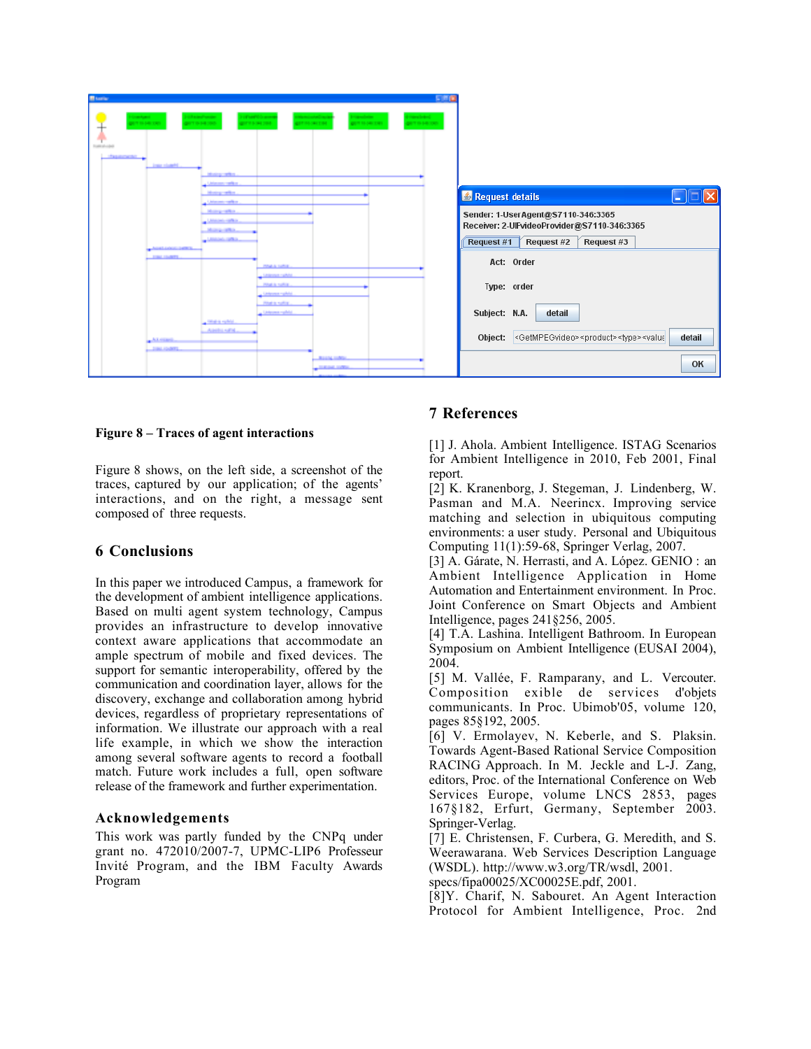**Figure 8 – Traces of agent interactions**

Figure 8 shows, on the left side, a screenshot of the traces, captured by our application; of the agents' interactions, and on the right, a message sent composed of three requests.

## 6 Conclusions

In this paper we introduced Campus, a framework for the development of ambient intelligence applications. Based on multi agent system technology, Campus provides an infrastructure to develop innovative context aware applications that accommodate an ample spectrum of mobile and fixed devices. The support for semantic interoperability, offered by the communication and coordination layer, allows for the discovery, exchange and collaboration among hybrid devices, regardless of proprietary representations of information. We illustrate our approach with a real life example, in which we show the interaction among several software agents to record a football match. Future work includes a full, open software release of the framework and further experimentation.

### Acknowledgements

This work was partly funded by the CNPq under grant no. 472010/2007-7, UPMC-LIP6 Professeur Invité Program, and the IBM Faculty Awards Program

## 7 References

[1] J. Ahola. Ambient Intelligence. ISTAG Scenarios for Ambient Intelligence in 2010, Feb 2001, Final report.

[2] K. Kranenborg, J. Stegeman, J. Lindenberg, W. Pasman and M.A. Neerincx. Improving service matching and selection in ubiquitous computing environments: a user study. Personal and Ubiquitous Computing 11(1):59-68, Springer Verlag, 2007.

[3] A. Gárate, N. Herrasti, and A. López. GENIO : an Ambient Intelligence Application in Home Automation and Entertainment environment. In Proc. Joint Conference on Smart Objects and Ambient Intelligence, pages 241§256, 2005.

[4] T.A. Lashina. Intelligent Bathroom. In European Symposium on Ambient Intelligence (EUSAI 2004), 2004.

[5] M. Vallée, F. Ramparany, and L. Vercouter. Composition exible de services d'objets communicants. In Proc. Ubimob'05, volume 120, pages 85§192, 2005.

[6] V. Ermolayev, N. Keberle, and S. Plaksin. Towards Agent-Based Rational Service Composition RACING Approach. In M. Jeckle and L-J. Zang, editors, Proc. of the International Conference on Web Services Europe, volume LNCS 2853, pages 167§182, Erfurt, Germany, September 2003. Springer-Verlag.

[7] E. Christensen, F. Curbera, G. Meredith, and S. Weerawarana. Web Services Description Language (WSDL). http://www.w3.org/TR/wsdl, 2001. specs/fipa00025/XC00025E.pdf, 2001.

[8]Y. Charif, N. Sabouret. An Agent Interaction Protocol for Ambient Intelligence, Proc. 2nd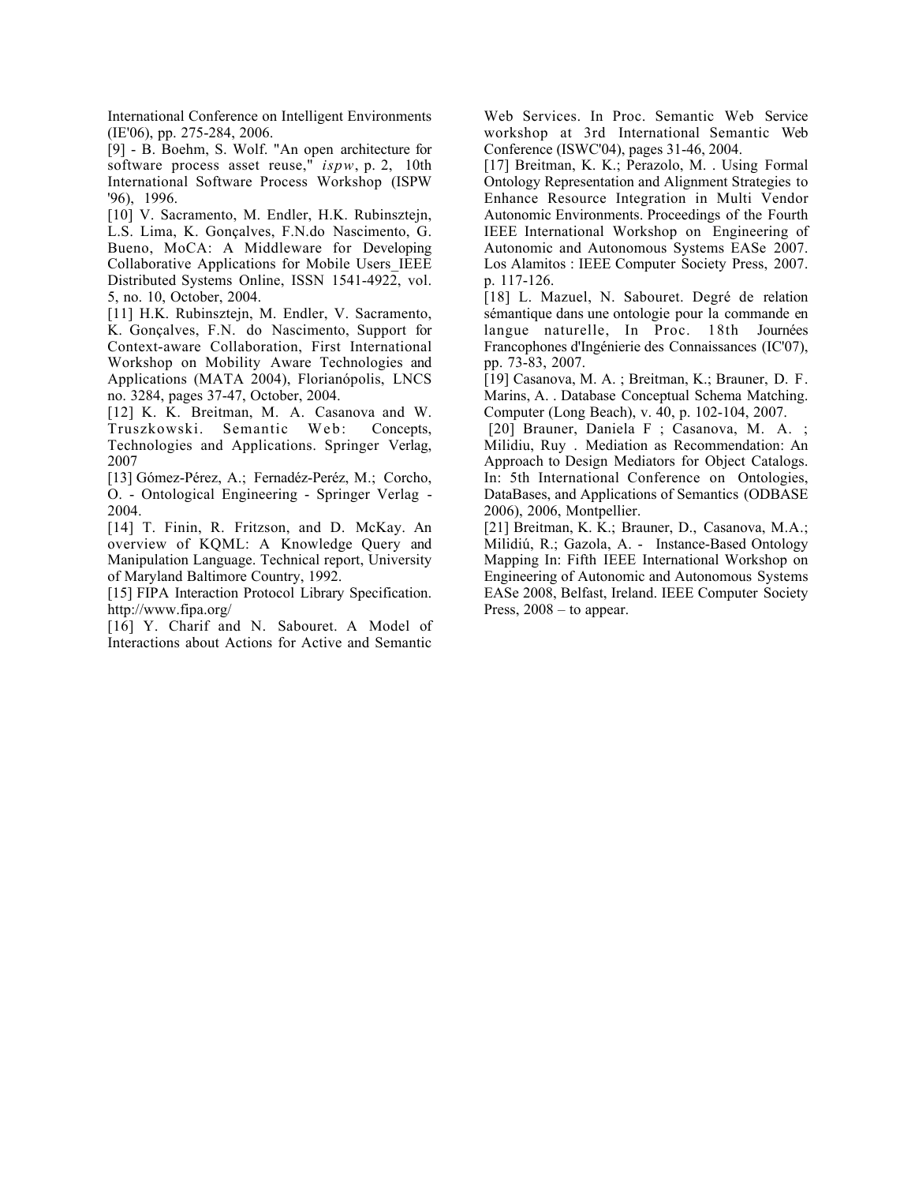International Conference on Intelligent Environments (IE'06), pp. 275-284, 2006.

[9] - B. Boehm, S. Wolf. "An open architecture for software process asset reuse," *ispw*, p. 2, 10th International Software Process Workshop (ISPW '96), 1996.

[10] V. Sacramento, M. Endler, H.K. Rubinsztejn, L.S. Lima, K. Gonçalves, F.N.do Nascimento, G. Bueno, MoCA: A Middleware for Developing Collaborative Applications for Mobile Users_IEEE Distributed Systems Online, ISSN 1541-4922, vol. 5, no. 10, October, 2004.

[11] H.K. Rubinsztejn, M. Endler, V. Sacramento, K. Gonçalves, F.N. do Nascimento, Support for Context-aware Collaboration, First International Workshop on Mobility Aware Technologies and Applications (MATA 2004), Florianópolis, LNCS no. 3284, pages 37-47, October, 2004.

[12] K. K. Breitman, M. A. Casanova and W. Truszkowski. Semantic Web: Concepts, Technologies and Applications. Springer Verlag, 2007

[13] Gómez-Pérez, A.; Fernadéz-Peréz, M.; Corcho, O. - Ontological Engineering - Springer Verlag - 2004.

[14] T. Finin, R. Fritzson, and D. McKay. An overview of KQML: A Knowledge Query and Manipulation Language. Technical report, University of Maryland Baltimore Country, 1992.

[15] FIPA Interaction Protocol Library Specification. http://www.fipa.org/

[16] Y. Charif and N. Sabouret. A Model of Interactions about Actions for Active and Semantic Web Services. In Proc. Semantic Web Service workshop at 3rd International Semantic Web Conference (ISWC'04), pages 31-46, 2004.

[17] Breitman, K. K.; Perazolo, M. . Using Formal Ontology Representation and Alignment Strategies to Enhance Resource Integration in Multi Vendor Autonomic Environments. Proceedings of the Fourth IEEE International Workshop on Engineering of Autonomic and Autonomous Systems EASe 2007. Los Alamitos : IEEE Computer Society Press, 2007. p. 117-126.

[18] L. Mazuel, N. Sabouret. Degré de relation sémantique dans une ontologie pour la commande en langue naturelle, In Proc. 18th Journées Francophones d'Ingénierie des Connaissances (IC'07), pp. 73-83, 2007.

[19] Casanova, M. A. ; Breitman, K.; Brauner, D. F. Marins, A. . Database Conceptual Schema Matching. Computer (Long Beach), v. 40, p. 102-104, 2007.

[20] Brauner, Daniela F ; Casanova, M. A. ; Milidiu, Ruy . Mediation as Recommendation: An Approach to Design Mediators for Object Catalogs. In: 5th International Conference on Ontologies, DataBases, and Applications of Semantics (ODBASE 2006), 2006, Montpellier.

[21] Breitman, K. K.; Brauner, D., Casanova, M.A.; Milidiú, R.; Gazola, A. - Instance-Based Ontology Mapping In: Fifth IEEE International Workshop on Engineering of Autonomic and Autonomous Systems EASe 2008, Belfast, Ireland. IEEE Computer Society Press, 2008 – to appear.